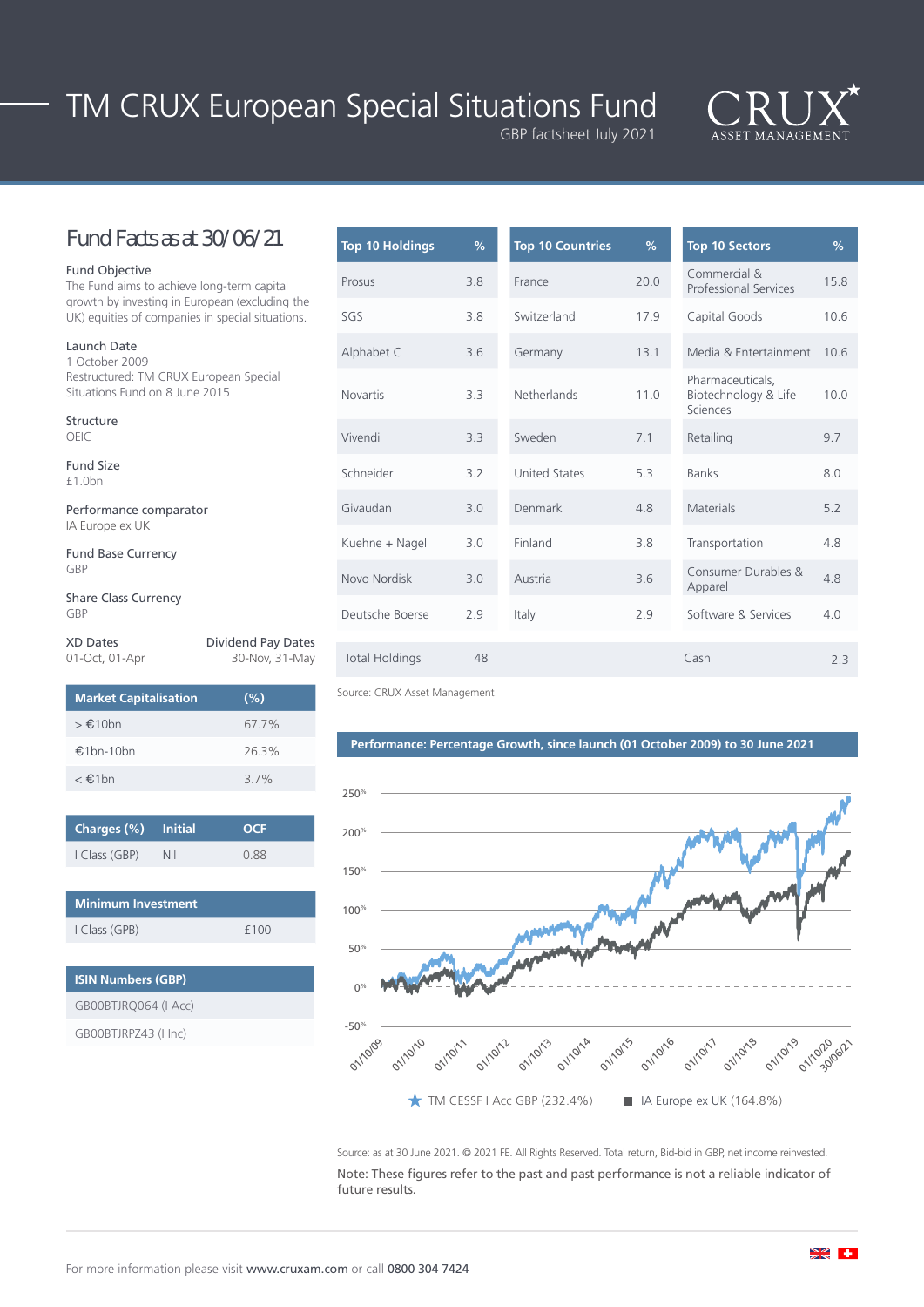# TM CRUX European Special Situations Fund

GBP factsheet July 2021

CRUX ASSET MANAGEMENT

## Fund Facts as at 30/06/21

**Fund Objective**
The Fund aims to achieve long-term capital growth by investing in European (excluding the UK) equities of companies in special situations.

**Launch Date**
1 October 2009
Restructured: TM CRUX European Special Situations Fund on 8 June 2015

**Structure**
OEIC

**Fund Size**
£1.0bn

**Performance comparator**
IA Europe ex UK

**Fund Base Currency**
GBP

**Share Class Currency**
GBP

**XD Dates**
01-Oct, 01-Apr

**Dividend Pay Dates**
30-Nov, 31-May

| Market Capitalisation | (%) |
|---|---|
| > €10bn | 67.7% |
| €1bn-10bn | 26.3% |
| < €1bn | 3.7% |

| Charges (%) | Initial | OCF |
|---|---|---|
| I Class (GBP) | Nil | 0.88 |

| Minimum Investment | |
|---|---|
| I Class (GPB) | £100 |

| ISIN Numbers (GBP) |
|---|
| GB00BTJRQ064 (I Acc) |
| GB00BTJRPZ43 (I Inc) |

| Top 10 Holdings | % |
|---|---|
| Prosus | 3.8 |
| SGS | 3.8 |
| Alphabet C | 3.6 |
| Novartis | 3.3 |
| Vivendi | 3.3 |
| Schneider | 3.2 |
| Givaudan | 3.0 |
| Kuehne + Nagel | 3.0 |
| Novo Nordisk | 3.0 |
| Deutsche Boerse | 2.9 |
| Total Holdings | 48 |

| Top 10 Countries | % |
|---|---|
| France | 20.0 |
| Switzerland | 17.9 |
| Germany | 13.1 |
| Netherlands | 11.0 |
| Sweden | 7.1 |
| United States | 5.3 |
| Denmark | 4.8 |
| Finland | 3.8 |
| Austria | 3.6 |
| Italy | 2.9 |

| Top 10 Sectors | % |
|---|---|
| Commercial & Professional Services | 15.8 |
| Capital Goods | 10.6 |
| Media & Entertainment | 10.6 |
| Pharmaceuticals, Biotechnology & Life Sciences | 10.0 |
| Retailing | 9.7 |
| Banks | 8.0 |
| Materials | 5.2 |
| Transportation | 4.8 |
| Consumer Durables & Apparel | 4.8 |
| Software & Services | 4.0 |
| Cash | 2.3 |

Source: CRUX Asset Management.

**Performance: Percentage Growth, since launch (01 October 2009) to 30 June 2021**

TM CESSF I Acc GBP (232.4%) | IA Europe ex UK (164.8%)

Source: as at 30 June 2021. © 2021 FE. All Rights Reserved. Total return, Bid-bid in GBP, net income reinvested.

Note: These figures refer to the past and past performance is not a reliable indicator of future results.

For more information please visit www.cruxam.com or call 0800 304 7424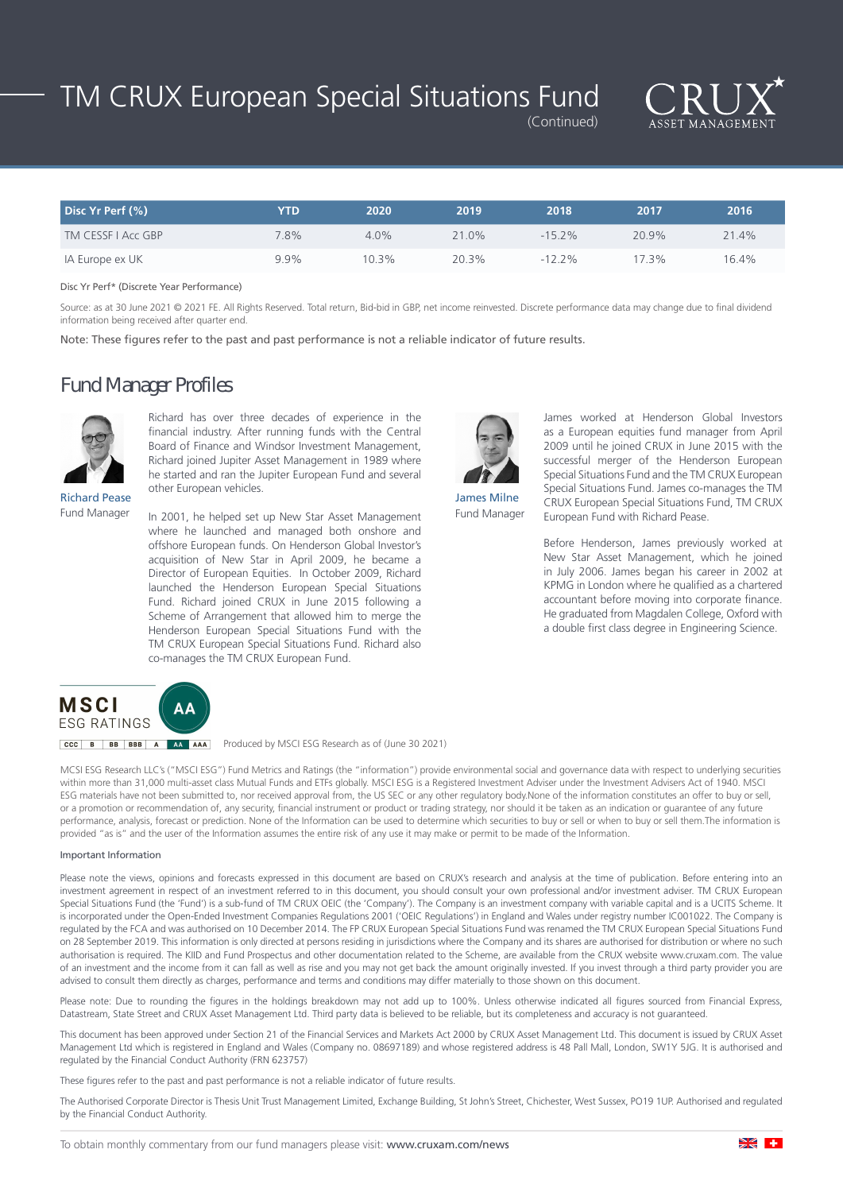# TM CRUX European Special Situations Fund

(Continued)

| Disc Yr Perf (%) | YTD | 2020 | 2019 | 2018 | 2017 | 2016 |
| --- | --- | --- | --- | --- | --- | --- |
| TM CESSF I Acc GBP | 7.8% | 4.0% | 21.0% | -15.2% | 20.9% | 21.4% |
| IA Europe ex UK | 9.9% | 10.3% | 20.3% | -12.2% | 17.3% | 16.4% |

Disc Yr Perf* (Discrete Year Performance)

Source: as at 30 June 2021 © 2021 FE. All Rights Reserved. Total return, Bid-bid in GBP, net income reinvested. Discrete performance data may change due to final dividend information being received after quarter end.

Note: These figures refer to the past and past performance is not a reliable indicator of future results.

## Fund Manager Profiles

**Richard Pease**
Fund Manager

Richard has over three decades of experience in the financial industry. After running funds with the Central Board of Finance and Windsor Investment Management, Richard joined Jupiter Asset Management in 1989 where he started and ran the Jupiter European Fund and several other European vehicles.

In 2001, he helped set up New Star Asset Management where he launched and managed both onshore and offshore European funds. On Henderson Global Investor's acquisition of New Star in April 2009, he became a Director of European Equities. In October 2009, Richard launched the Henderson European Special Situations Fund. Richard joined CRUX in June 2015 following a Scheme of Arrangement that allowed him to merge the Henderson European Special Situations Fund with the TM CRUX European Special Situations Fund. Richard also co-manages the TM CRUX European Fund.

**James Milne**
Fund Manager

James worked at Henderson Global Investors as a European equities fund manager from April 2009 until he joined CRUX in June 2015 with the successful merger of the Henderson European Special Situations Fund and the TM CRUX European Special Situations Fund. James co-manages the TM CRUX European Special Situations Fund, TM CRUX European Fund with Richard Pease.

Before Henderson, James previously worked at New Star Asset Management, which he joined in July 2006. James began his career in 2002 at KPMG in London where he qualified as a chartered accountant before moving into corporate finance. He graduated from Magdalen College, Oxford with a double first class degree in Engineering Science.

MSCI ESG RATINGS
AA
CCC | B | BB | BBB | A | AA | AAA

Produced by MSCI ESG Research as of (June 30 2021)

MCSI ESG Research LLC's ("MSCI ESG") Fund Metrics and Ratings (the "information") provide environmental social and governance data with respect to underlying securities within more than 31,000 multi-asset class Mutual Funds and ETFs globally. MSCI ESG is a Registered Investment Adviser under the Investment Advisers Act of 1940. MSCI ESG materials have not been submitted to, nor received approval from, the US SEC or any other regulatory body.None of the information constitutes an offer to buy or sell, or a promotion or recommendation of, any security, financial instrument or product or trading strategy, nor should it be taken as an indication or guarantee of any future performance, analysis, forecast or prediction. None of the Information can be used to determine which securities to buy or sell or when to buy or sell them.The information is provided "as is" and the user of the Information assumes the entire risk of any use it may make or permit to be made of the Information.

### Important Information

Please note the views, opinions and forecasts expressed in this document are based on CRUX's research and analysis at the time of publication. Before entering into an investment agreement in respect of an investment referred to in this document, you should consult your own professional and/or investment adviser. TM CRUX European Special Situations Fund (the 'Fund') is a sub-fund of TM CRUX OEIC (the 'Company'). The Company is an investment company with variable capital and is a UCITS Scheme. It is incorporated under the Open-Ended Investment Companies Regulations 2001 ('OEIC Regulations') in England and Wales under registry number IC001022. The Company is regulated by the FCA and was authorised on 10 December 2014. The FP CRUX European Special Situations Fund was renamed the TM CRUX European Special Situations Fund on 28 September 2019. This information is only directed at persons residing in jurisdictions where the Company and its shares are authorised for distribution or where no such authorisation is required. The KIID and Fund Prospectus and other documentation related to the Scheme, are available from the CRUX website www.cruxam.com. The value of an investment and the income from it can fall as well as rise and you may not get back the amount originally invested. If you invest through a third party provider you are advised to consult them directly as charges, performance and terms and conditions may differ materially to those shown on this document.

Please note: Due to rounding the figures in the holdings breakdown may not add up to 100%. Unless otherwise indicated all figures sourced from Financial Express, Datastream, State Street and CRUX Asset Management Ltd. Third party data is believed to be reliable, but its completeness and accuracy is not guaranteed.

This document has been approved under Section 21 of the Financial Services and Markets Act 2000 by CRUX Asset Management Ltd. This document is issued by CRUX Asset Management Ltd which is registered in England and Wales (Company no. 08697189) and whose registered address is 48 Pall Mall, London, SW1Y 5JG. It is authorised and regulated by the Financial Conduct Authority (FRN 623757)

These figures refer to the past and past performance is not a reliable indicator of future results.

The Authorised Corporate Director is Thesis Unit Trust Management Limited, Exchange Building, St John's Street, Chichester, West Sussex, PO19 1UP. Authorised and regulated by the Financial Conduct Authority.

To obtain monthly commentary from our fund managers please visit: www.cruxam.com/news